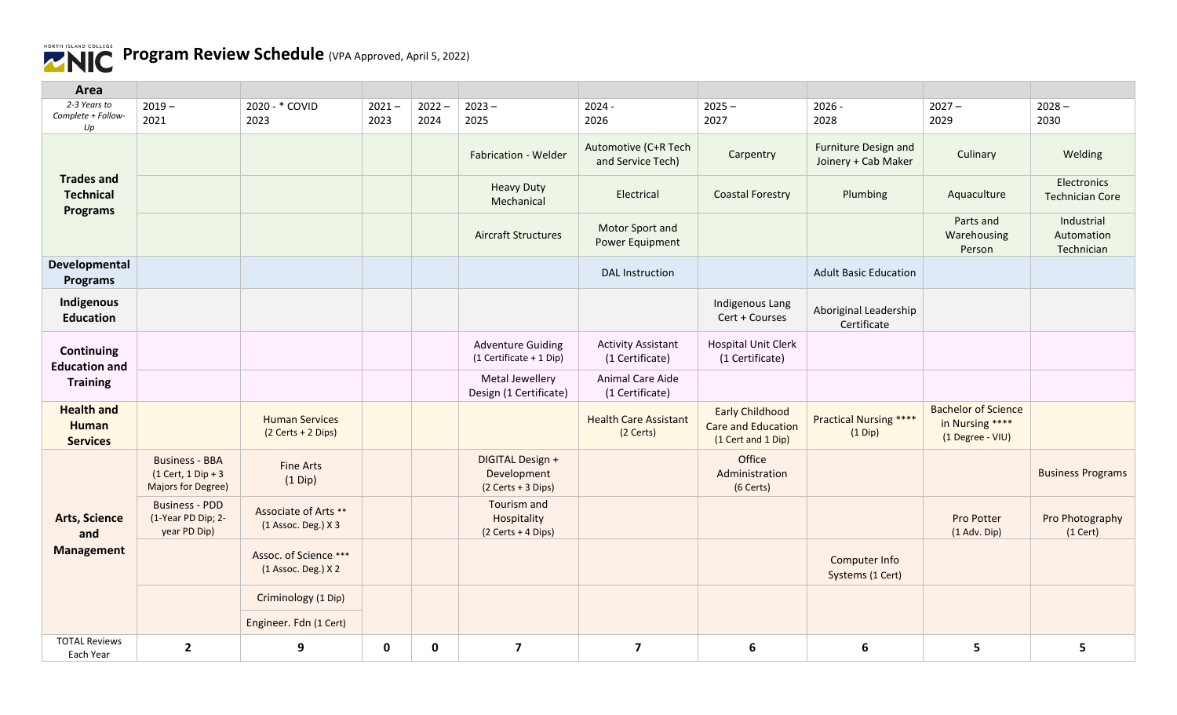# Program Review Schedule (VPA Approved, April 5, 2022)

| Area | | | | | | | | | | |
|---|---|---|---|---|---|---|---|---|---|---|
| *2-3 Years to Complete + Follow-Up* | 2019 – 2021 | 2020 - * COVID 2023 | 2021 – 2023 | 2022 – 2024 | 2023 – 2025 | 2024 - 2026 | 2025 – 2027 | 2026 - 2028 | 2027 – 2029 | 2028 – 2030 |
| **Trades and Technical Programs** | | | | | Fabrication - Welder | Automotive (C+R Tech and Service Tech) | Carpentry | Furniture Design and Joinery + Cab Maker | Culinary | Welding |
| | | | | | Heavy Duty Mechanical | Electrical | Coastal Forestry | Plumbing | Aquaculture | Electronics Technician Core |
| | | | | | Aircraft Structures | Motor Sport and Power Equipment | | | Parts and Warehousing Person | Industrial Automation Technician |
| **Developmental Programs** | | | | | | DAL Instruction | | Adult Basic Education | | |
| **Indigenous Education** | | | | | | | Indigenous Lang Cert + Courses | Aboriginal Leadership Certificate | | |
| **Continuing Education and Training** | | | | | Adventure Guiding (1 Certificate + 1 Dip) | Activity Assistant (1 Certificate) | Hospital Unit Clerk (1 Certificate) | | | |
| | | | | | Metal Jewellery Design (1 Certificate) | Animal Care Aide (1 Certificate) | | | | |
| **Health and Human Services** | | Human Services (2 Certs + 2 Dips) | | | | Health Care Assistant (2 Certs) | Early Childhood Care and Education (1 Cert and 1 Dip) | Practical Nursing **** (1 Dip) | Bachelor of Science in Nursing **** (1 Degree - VIU) | |
| **Arts, Science and Management** | Business - BBA (1 Cert, 1 Dip + 3 Majors for Degree) | Fine Arts (1 Dip) | | | DIGITAL Design + Development (2 Certs + 3 Dips) | | Office Administration (6 Certs) | | | Business Programs |
| | Business - PDD (1-Year PD Dip; 2-year PD Dip) | Associate of Arts ** (1 Assoc. Deg.) X 3 | | | Tourism and Hospitality (2 Certs + 4 Dips) | | | | Pro Potter (1 Adv. Dip) | Pro Photography (1 Cert) |
| | | Assoc. of Science *** (1 Assoc. Deg.) X 2 | | | | | | Computer Info Systems (1 Cert) | | |
| | | Criminology (1 Dip) | | | | | | | | |
| | | Engineer. Fdn (1 Cert) | | | | | | | | |
| TOTAL Reviews Each Year | **2** | **9** | **0** | **0** | **7** | **7** | **6** | **6** | **5** | **5** |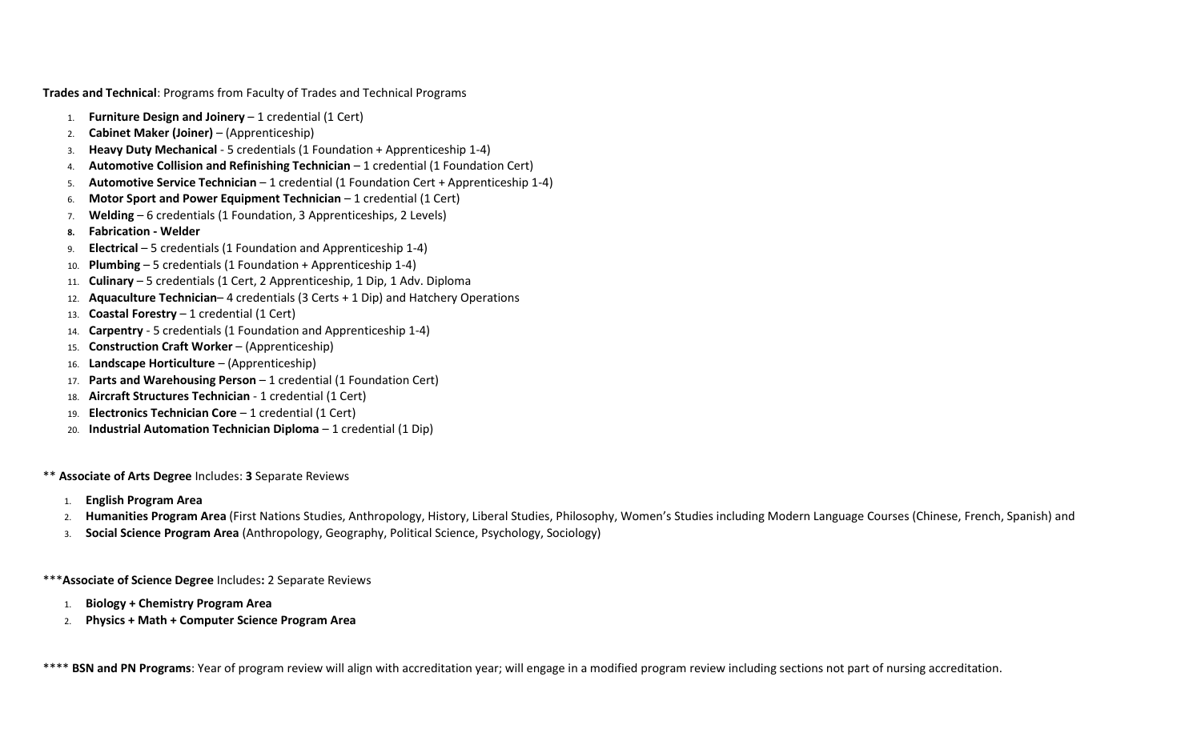**Trades and Technical**: Programs from Faculty of Trades and Technical Programs

1. **Furniture Design and Joinery** – 1 credential (1 Cert)
2. **Cabinet Maker (Joiner)** – (Apprenticeship)
3. **Heavy Duty Mechanical** - 5 credentials (1 Foundation + Apprenticeship 1-4)
4. **Automotive Collision and Refinishing Technician** – 1 credential (1 Foundation Cert)
5. **Automotive Service Technician** – 1 credential (1 Foundation Cert + Apprenticeship 1-4)
6. **Motor Sport and Power Equipment Technician** – 1 credential (1 Cert)
7. **Welding** – 6 credentials (1 Foundation, 3 Apprenticeships, 2 Levels)
8. **Fabrication - Welder**
9. **Electrical** – 5 credentials (1 Foundation and Apprenticeship 1-4)
10. **Plumbing** – 5 credentials (1 Foundation + Apprenticeship 1-4)
11. **Culinary** – 5 credentials (1 Cert, 2 Apprenticeship, 1 Dip, 1 Adv. Diploma
12. **Aquaculture Technician**– 4 credentials (3 Certs + 1 Dip) and Hatchery Operations
13. **Coastal Forestry** – 1 credential (1 Cert)
14. **Carpentry** - 5 credentials (1 Foundation and Apprenticeship 1-4)
15. **Construction Craft Worker** – (Apprenticeship)
16. **Landscape Horticulture** – (Apprenticeship)
17. **Parts and Warehousing Person** – 1 credential (1 Foundation Cert)
18. **Aircraft Structures Technician** - 1 credential (1 Cert)
19. **Electronics Technician Core** – 1 credential (1 Cert)
20. **Industrial Automation Technician Diploma** – 1 credential (1 Dip)

** **Associate of Arts Degree** Includes: **3** Separate Reviews

1. **English Program Area**
2. **Humanities Program Area** (First Nations Studies, Anthropology, History, Liberal Studies, Philosophy, Women's Studies including Modern Language Courses (Chinese, French, Spanish) and
3. **Social Science Program Area** (Anthropology, Geography, Political Science, Psychology, Sociology)

***__Associate of Science Degree__ Includes**:** 2 Separate Reviews

1. **Biology + Chemistry Program Area**
2. **Physics + Math + Computer Science Program Area**

**** **BSN and PN Programs**: Year of program review will align with accreditation year; will engage in a modified program review including sections not part of nursing accreditation.